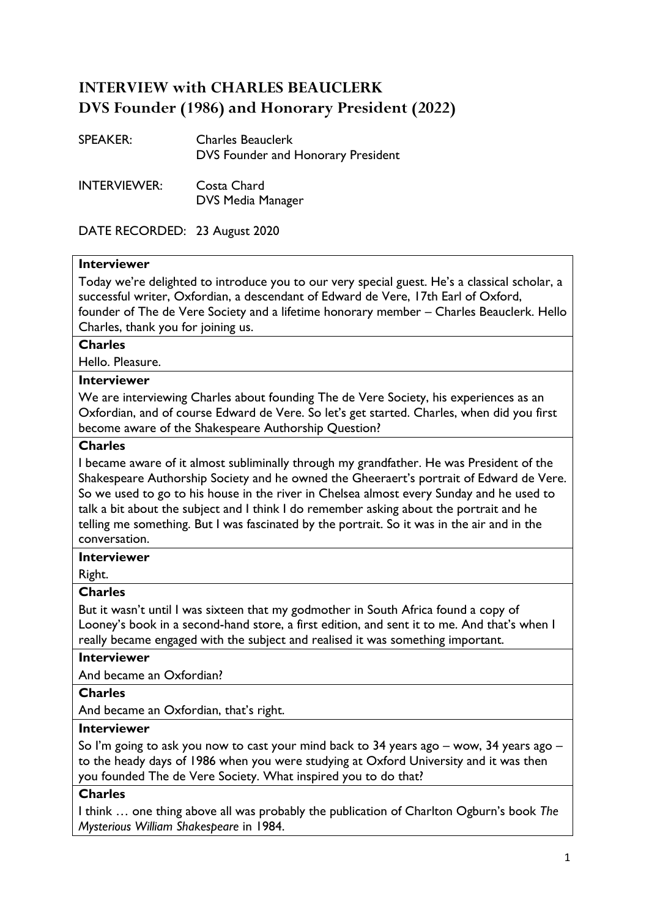# INTERVIEW with CHARLES BEAUCLERK
# DVS Founder (1986) and Honorary President (2022)

SPEAKER: Charles Beauclerk
DVS Founder and Honorary President

INTERVIEWER: Costa Chard
DVS Media Manager

DATE RECORDED: 23 August 2020

**Interviewer**

Today we're delighted to introduce you to our very special guest. He's a classical scholar, a successful writer, Oxfordian, a descendant of Edward de Vere, 17th Earl of Oxford, founder of The de Vere Society and a lifetime honorary member – Charles Beauclerk. Hello Charles, thank you for joining us.

**Charles**

Hello. Pleasure.

**Interviewer**

We are interviewing Charles about founding The de Vere Society, his experiences as an Oxfordian, and of course Edward de Vere. So let's get started. Charles, when did you first become aware of the Shakespeare Authorship Question?

**Charles**

I became aware of it almost subliminally through my grandfather. He was President of the Shakespeare Authorship Society and he owned the Gheeraert's portrait of Edward de Vere. So we used to go to his house in the river in Chelsea almost every Sunday and he used to talk a bit about the subject and I think I do remember asking about the portrait and he telling me something. But I was fascinated by the portrait. So it was in the air and in the conversation.

**Interviewer**

Right.

**Charles**

But it wasn't until I was sixteen that my godmother in South Africa found a copy of Looney's book in a second-hand store, a first edition, and sent it to me. And that's when I really became engaged with the subject and realised it was something important.

**Interviewer**

And became an Oxfordian?

**Charles**

And became an Oxfordian, that's right.

**Interviewer**

So I'm going to ask you now to cast your mind back to 34 years ago – wow, 34 years ago – to the heady days of 1986 when you were studying at Oxford University and it was then you founded The de Vere Society. What inspired you to do that?

**Charles**

I think … one thing above all was probably the publication of Charlton Ogburn's book *The Mysterious William Shakespeare* in 1984.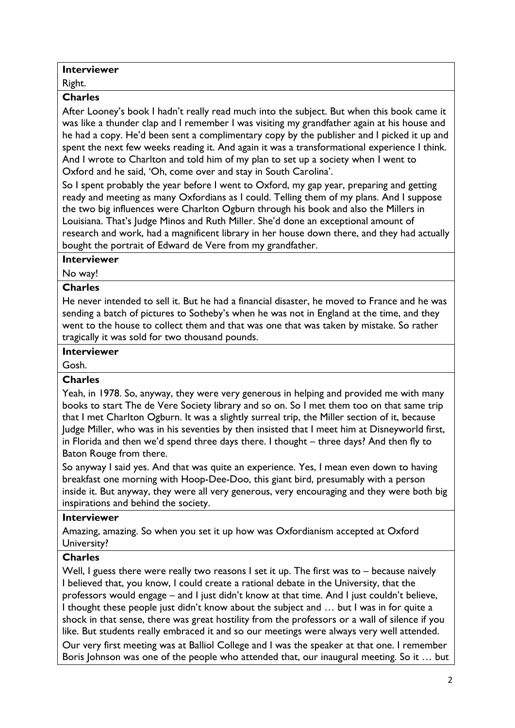**Interviewer**

Right.

**Charles**

After Looney's book I hadn't really read much into the subject. But when this book came it was like a thunder clap and I remember I was visiting my grandfather again at his house and he had a copy. He'd been sent a complimentary copy by the publisher and I picked it up and spent the next few weeks reading it. And again it was a transformational experience I think. And I wrote to Charlton and told him of my plan to set up a society when I went to Oxford and he said, 'Oh, come over and stay in South Carolina'.

So I spent probably the year before I went to Oxford, my gap year, preparing and getting ready and meeting as many Oxfordians as I could. Telling them of my plans. And I suppose the two big influences were Charlton Ogburn through his book and also the Millers in Louisiana. That's Judge Minos and Ruth Miller. She'd done an exceptional amount of research and work, had a magnificent library in her house down there, and they had actually bought the portrait of Edward de Vere from my grandfather.

**Interviewer**

No way!

**Charles**

He never intended to sell it. But he had a financial disaster, he moved to France and he was sending a batch of pictures to Sotheby's when he was not in England at the time, and they went to the house to collect them and that was one that was taken by mistake. So rather tragically it was sold for two thousand pounds.

**Interviewer**

Gosh.

**Charles**

Yeah, in 1978. So, anyway, they were very generous in helping and provided me with many books to start The de Vere Society library and so on. So I met them too on that same trip that I met Charlton Ogburn. It was a slightly surreal trip, the Miller section of it, because Judge Miller, who was in his seventies by then insisted that I meet him at Disneyworld first, in Florida and then we'd spend three days there. I thought – three days? And then fly to Baton Rouge from there.

So anyway I said yes. And that was quite an experience. Yes, I mean even down to having breakfast one morning with Hoop-Dee-Doo, this giant bird, presumably with a person inside it. But anyway, they were all very generous, very encouraging and they were both big inspirations and behind the society.

**Interviewer**

Amazing, amazing. So when you set it up how was Oxfordianism accepted at Oxford University?

**Charles**

Well, I guess there were really two reasons I set it up. The first was to – because naively I believed that, you know, I could create a rational debate in the University, that the professors would engage – and I just didn't know at that time. And I just couldn't believe, I thought these people just didn't know about the subject and … but I was in for quite a shock in that sense, there was great hostility from the professors or a wall of silence if you like. But students really embraced it and so our meetings were always very well attended.

Our very first meeting was at Balliol College and I was the speaker at that one. I remember Boris Johnson was one of the people who attended that, our inaugural meeting. So it … but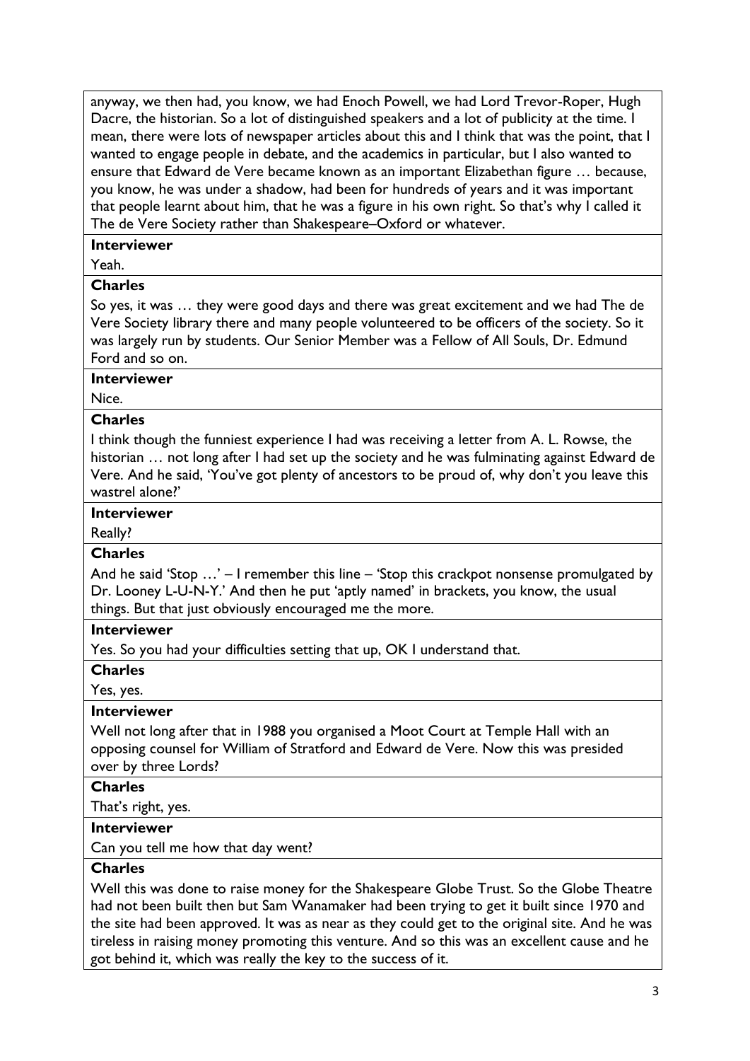anyway, we then had, you know, we had Enoch Powell, we had Lord Trevor-Roper, Hugh Dacre, the historian. So a lot of distinguished speakers and a lot of publicity at the time. I mean, there were lots of newspaper articles about this and I think that was the point, that I wanted to engage people in debate, and the academics in particular, but I also wanted to ensure that Edward de Vere became known as an important Elizabethan figure … because, you know, he was under a shadow, had been for hundreds of years and it was important that people learnt about him, that he was a figure in his own right. So that's why I called it The de Vere Society rather than Shakespeare–Oxford or whatever.

**Interviewer**

Yeah.

**Charles**

So yes, it was … they were good days and there was great excitement and we had The de Vere Society library there and many people volunteered to be officers of the society. So it was largely run by students. Our Senior Member was a Fellow of All Souls, Dr. Edmund Ford and so on.

**Interviewer**

Nice.

**Charles**

I think though the funniest experience I had was receiving a letter from A. L. Rowse, the historian … not long after I had set up the society and he was fulminating against Edward de Vere. And he said, 'You've got plenty of ancestors to be proud of, why don't you leave this wastrel alone?'

**Interviewer**

Really?

**Charles**

And he said 'Stop …' – I remember this line – 'Stop this crackpot nonsense promulgated by Dr. Looney L-U-N-Y.' And then he put 'aptly named' in brackets, you know, the usual things. But that just obviously encouraged me the more.

**Interviewer**

Yes. So you had your difficulties setting that up, OK I understand that.

**Charles**

Yes, yes.

**Interviewer**

Well not long after that in 1988 you organised a Moot Court at Temple Hall with an opposing counsel for William of Stratford and Edward de Vere. Now this was presided over by three Lords?

**Charles**

That's right, yes.

**Interviewer**

Can you tell me how that day went?

**Charles**

Well this was done to raise money for the Shakespeare Globe Trust. So the Globe Theatre had not been built then but Sam Wanamaker had been trying to get it built since 1970 and the site had been approved. It was as near as they could get to the original site. And he was tireless in raising money promoting this venture. And so this was an excellent cause and he got behind it, which was really the key to the success of it.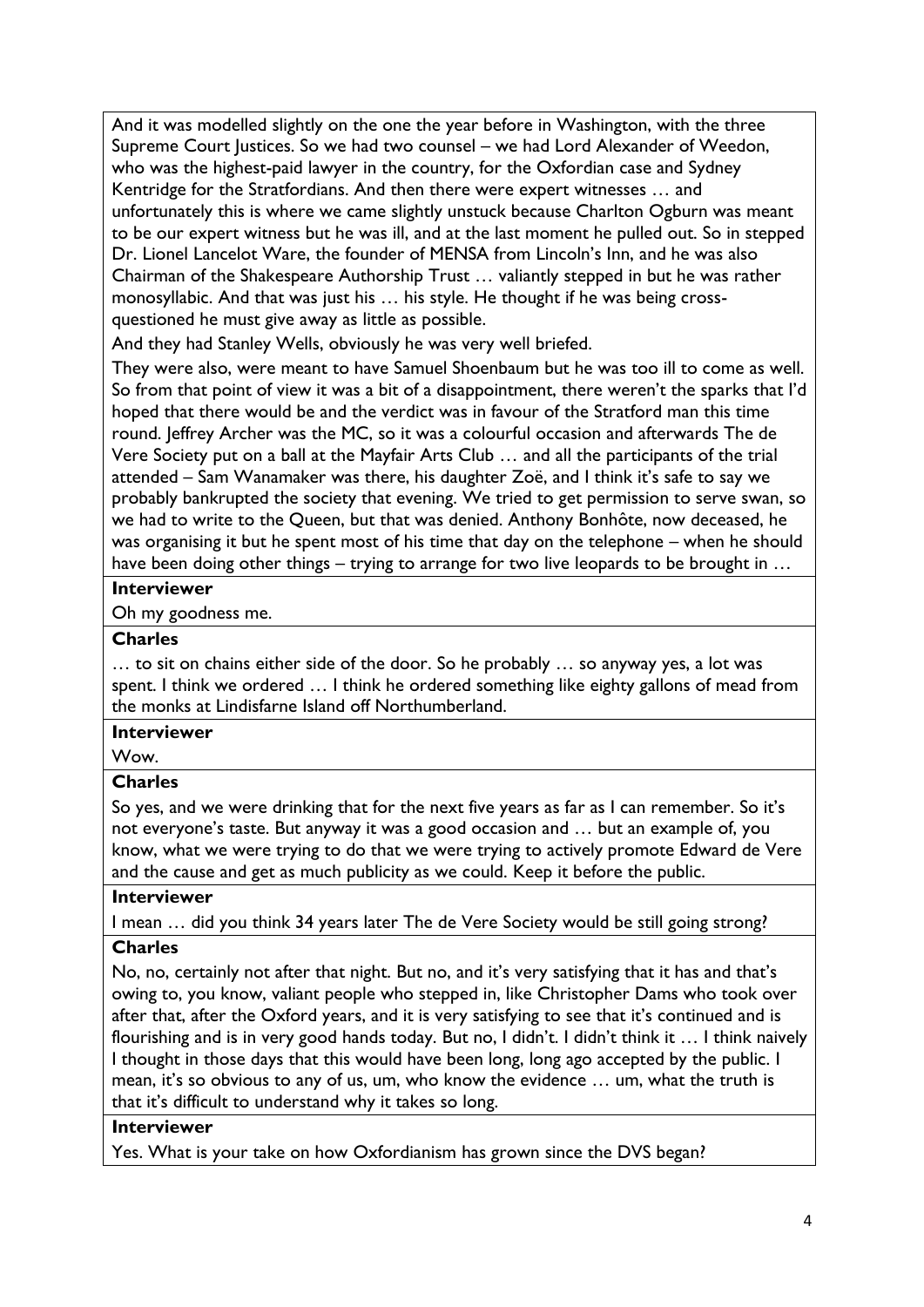And it was modelled slightly on the one the year before in Washington, with the three Supreme Court Justices. So we had two counsel – we had Lord Alexander of Weedon, who was the highest-paid lawyer in the country, for the Oxfordian case and Sydney Kentridge for the Stratfordians. And then there were expert witnesses … and unfortunately this is where we came slightly unstuck because Charlton Ogburn was meant to be our expert witness but he was ill, and at the last moment he pulled out. So in stepped Dr. Lionel Lancelot Ware, the founder of MENSA from Lincoln's Inn, and he was also Chairman of the Shakespeare Authorship Trust … valiantly stepped in but he was rather monosyllabic. And that was just his … his style. He thought if he was being cross-questioned he must give away as little as possible.

And they had Stanley Wells, obviously he was very well briefed.

They were also, were meant to have Samuel Shoenbaum but he was too ill to come as well. So from that point of view it was a bit of a disappointment, there weren't the sparks that I'd hoped that there would be and the verdict was in favour of the Stratford man this time round. Jeffrey Archer was the MC, so it was a colourful occasion and afterwards The de Vere Society put on a ball at the Mayfair Arts Club … and all the participants of the trial attended – Sam Wanamaker was there, his daughter Zoë, and I think it's safe to say we probably bankrupted the society that evening. We tried to get permission to serve swan, so we had to write to the Queen, but that was denied. Anthony Bonhôte, now deceased, he was organising it but he spent most of his time that day on the telephone – when he should have been doing other things – trying to arrange for two live leopards to be brought in …

**Interviewer**

Oh my goodness me.

**Charles**

… to sit on chains either side of the door. So he probably … so anyway yes, a lot was spent. I think we ordered … I think he ordered something like eighty gallons of mead from the monks at Lindisfarne Island off Northumberland.

**Interviewer**

Wow.

**Charles**

So yes, and we were drinking that for the next five years as far as I can remember. So it's not everyone's taste. But anyway it was a good occasion and … but an example of, you know, what we were trying to do that we were trying to actively promote Edward de Vere and the cause and get as much publicity as we could. Keep it before the public.

**Interviewer**

I mean … did you think 34 years later The de Vere Society would be still going strong?

**Charles**

No, no, certainly not after that night. But no, and it's very satisfying that it has and that's owing to, you know, valiant people who stepped in, like Christopher Dams who took over after that, after the Oxford years, and it is very satisfying to see that it's continued and is flourishing and is in very good hands today. But no, I didn't. I didn't think it … I think naively I thought in those days that this would have been long, long ago accepted by the public. I mean, it's so obvious to any of us, um, who know the evidence … um, what the truth is that it's difficult to understand why it takes so long.

**Interviewer**

Yes. What is your take on how Oxfordianism has grown since the DVS began?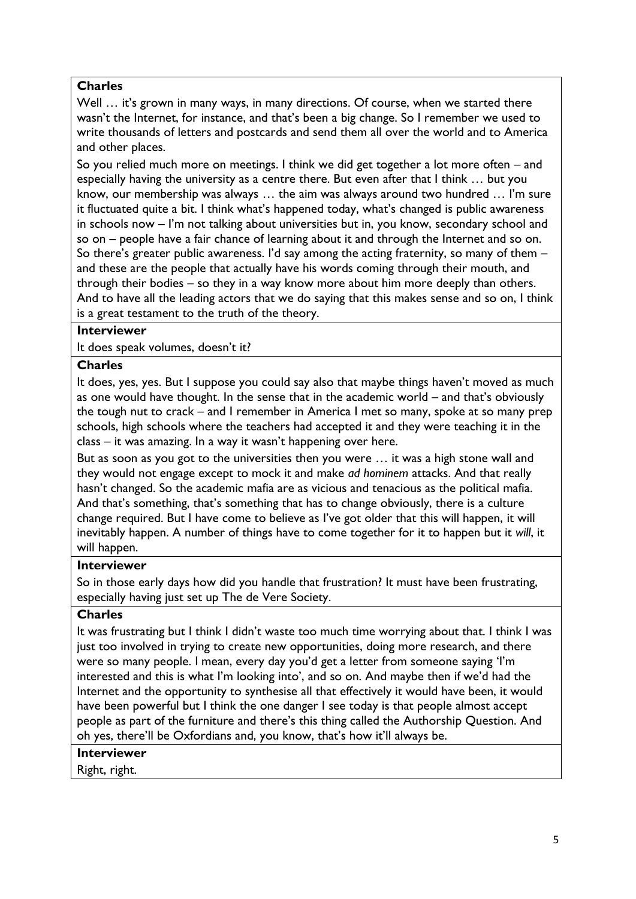**Charles**

Well … it's grown in many ways, in many directions. Of course, when we started there wasn't the Internet, for instance, and that's been a big change. So I remember we used to write thousands of letters and postcards and send them all over the world and to America and other places.

So you relied much more on meetings. I think we did get together a lot more often – and especially having the university as a centre there. But even after that I think … but you know, our membership was always … the aim was always around two hundred … I'm sure it fluctuated quite a bit. I think what's happened today, what's changed is public awareness in schools now – I'm not talking about universities but in, you know, secondary school and so on – people have a fair chance of learning about it and through the Internet and so on. So there's greater public awareness. I'd say among the acting fraternity, so many of them – and these are the people that actually have his words coming through their mouth, and through their bodies – so they in a way know more about him more deeply than others. And to have all the leading actors that we do saying that this makes sense and so on, I think is a great testament to the truth of the theory.

**Interviewer**

It does speak volumes, doesn't it?

**Charles**

It does, yes, yes. But I suppose you could say also that maybe things haven't moved as much as one would have thought. In the sense that in the academic world – and that's obviously the tough nut to crack – and I remember in America I met so many, spoke at so many prep schools, high schools where the teachers had accepted it and they were teaching it in the class – it was amazing. In a way it wasn't happening over here.

But as soon as you got to the universities then you were … it was a high stone wall and they would not engage except to mock it and make *ad hominem* attacks. And that really hasn't changed. So the academic mafia are as vicious and tenacious as the political mafia. And that's something, that's something that has to change obviously, there is a culture change required. But I have come to believe as I've got older that this will happen, it will inevitably happen. A number of things have to come together for it to happen but it *will*, it will happen.

**Interviewer**

So in those early days how did you handle that frustration? It must have been frustrating, especially having just set up The de Vere Society.

**Charles**

It was frustrating but I think I didn't waste too much time worrying about that. I think I was just too involved in trying to create new opportunities, doing more research, and there were so many people. I mean, every day you'd get a letter from someone saying 'I'm interested and this is what I'm looking into', and so on. And maybe then if we'd had the Internet and the opportunity to synthesise all that effectively it would have been, it would have been powerful but I think the one danger I see today is that people almost accept people as part of the furniture and there's this thing called the Authorship Question. And oh yes, there'll be Oxfordians and, you know, that's how it'll always be.

**Interviewer**

Right, right.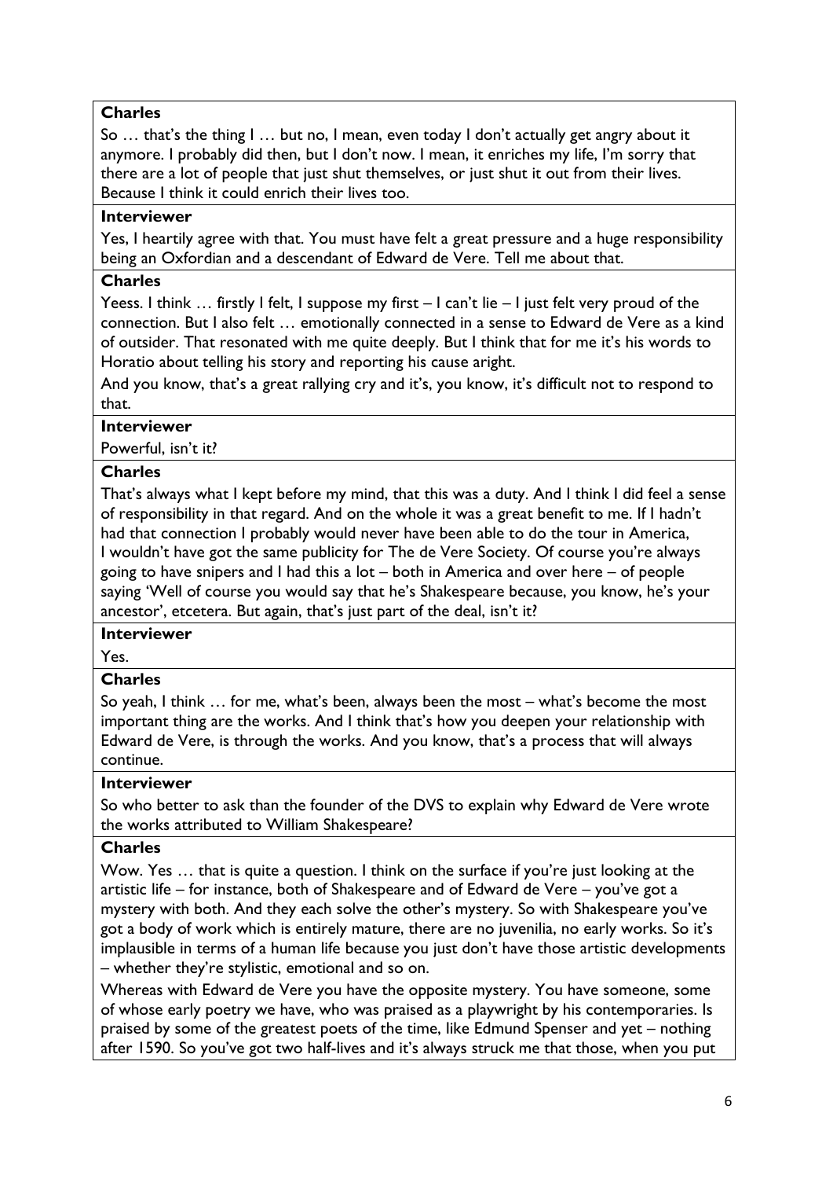**Charles**

So … that's the thing I … but no, I mean, even today I don't actually get angry about it anymore. I probably did then, but I don't now. I mean, it enriches my life, I'm sorry that there are a lot of people that just shut themselves, or just shut it out from their lives. Because I think it could enrich their lives too.

**Interviewer**

Yes, I heartily agree with that. You must have felt a great pressure and a huge responsibility being an Oxfordian and a descendant of Edward de Vere. Tell me about that.

**Charles**

Yeess. I think … firstly I felt, I suppose my first – I can't lie – I just felt very proud of the connection. But I also felt … emotionally connected in a sense to Edward de Vere as a kind of outsider. That resonated with me quite deeply. But I think that for me it's his words to Horatio about telling his story and reporting his cause aright.

And you know, that's a great rallying cry and it's, you know, it's difficult not to respond to that.

**Interviewer**

Powerful, isn't it?

**Charles**

That's always what I kept before my mind, that this was a duty. And I think I did feel a sense of responsibility in that regard. And on the whole it was a great benefit to me. If I hadn't had that connection I probably would never have been able to do the tour in America, I wouldn't have got the same publicity for The de Vere Society. Of course you're always going to have snipers and I had this a lot – both in America and over here – of people saying 'Well of course you would say that he's Shakespeare because, you know, he's your ancestor', etcetera. But again, that's just part of the deal, isn't it?

**Interviewer**

Yes.

**Charles**

So yeah, I think … for me, what's been, always been the most – what's become the most important thing are the works. And I think that's how you deepen your relationship with Edward de Vere, is through the works. And you know, that's a process that will always continue.

**Interviewer**

So who better to ask than the founder of the DVS to explain why Edward de Vere wrote the works attributed to William Shakespeare?

**Charles**

Wow. Yes … that is quite a question. I think on the surface if you're just looking at the artistic life – for instance, both of Shakespeare and of Edward de Vere – you've got a mystery with both. And they each solve the other's mystery. So with Shakespeare you've got a body of work which is entirely mature, there are no juvenilia, no early works. So it's implausible in terms of a human life because you just don't have those artistic developments – whether they're stylistic, emotional and so on.

Whereas with Edward de Vere you have the opposite mystery. You have someone, some of whose early poetry we have, who was praised as a playwright by his contemporaries. Is praised by some of the greatest poets of the time, like Edmund Spenser and yet – nothing after 1590. So you've got two half-lives and it's always struck me that those, when you put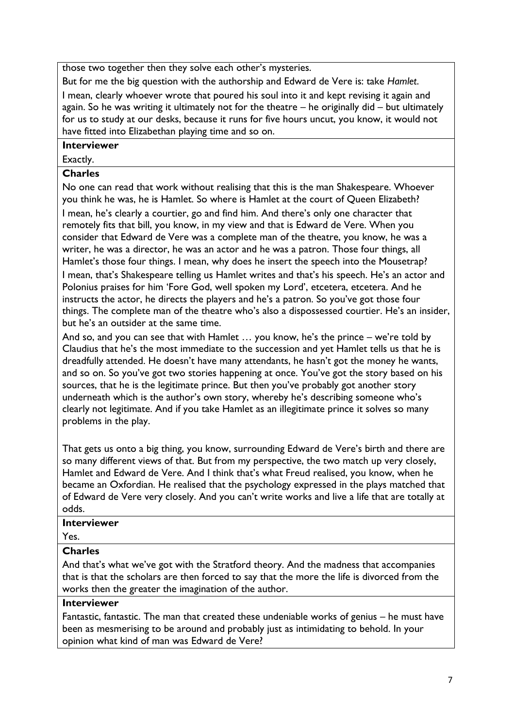those two together then they solve each other's mysteries.

But for me the big question with the authorship and Edward de Vere is: take *Hamlet*.

I mean, clearly whoever wrote that poured his soul into it and kept revising it again and again. So he was writing it ultimately not for the theatre – he originally did – but ultimately for us to study at our desks, because it runs for five hours uncut, you know, it would not have fitted into Elizabethan playing time and so on.

**Interviewer**

Exactly.

**Charles**

No one can read that work without realising that this is the man Shakespeare. Whoever you think he was, he is Hamlet. So where is Hamlet at the court of Queen Elizabeth?

I mean, he's clearly a courtier, go and find him. And there's only one character that remotely fits that bill, you know, in my view and that is Edward de Vere. When you consider that Edward de Vere was a complete man of the theatre, you know, he was a writer, he was a director, he was an actor and he was a patron. Those four things, all Hamlet's those four things. I mean, why does he insert the speech into the Mousetrap?

I mean, that's Shakespeare telling us Hamlet writes and that's his speech. He's an actor and Polonius praises for him 'Fore God, well spoken my Lord', etcetera, etcetera. And he instructs the actor, he directs the players and he's a patron. So you've got those four things. The complete man of the theatre who's also a dispossessed courtier. He's an insider, but he's an outsider at the same time.

And so, and you can see that with Hamlet … you know, he's the prince – we're told by Claudius that he's the most immediate to the succession and yet Hamlet tells us that he is dreadfully attended. He doesn't have many attendants, he hasn't got the money he wants, and so on. So you've got two stories happening at once. You've got the story based on his sources, that he is the legitimate prince. But then you've probably got another story underneath which is the author's own story, whereby he's describing someone who's clearly not legitimate. And if you take Hamlet as an illegitimate prince it solves so many problems in the play.

That gets us onto a big thing, you know, surrounding Edward de Vere's birth and there are so many different views of that. But from my perspective, the two match up very closely, Hamlet and Edward de Vere. And I think that's what Freud realised, you know, when he became an Oxfordian. He realised that the psychology expressed in the plays matched that of Edward de Vere very closely. And you can't write works and live a life that are totally at odds.

**Interviewer**

Yes.

**Charles**

And that's what we've got with the Stratford theory. And the madness that accompanies that is that the scholars are then forced to say that the more the life is divorced from the works then the greater the imagination of the author.

**Interviewer**

Fantastic, fantastic. The man that created these undeniable works of genius – he must have been as mesmerising to be around and probably just as intimidating to behold. In your opinion what kind of man was Edward de Vere?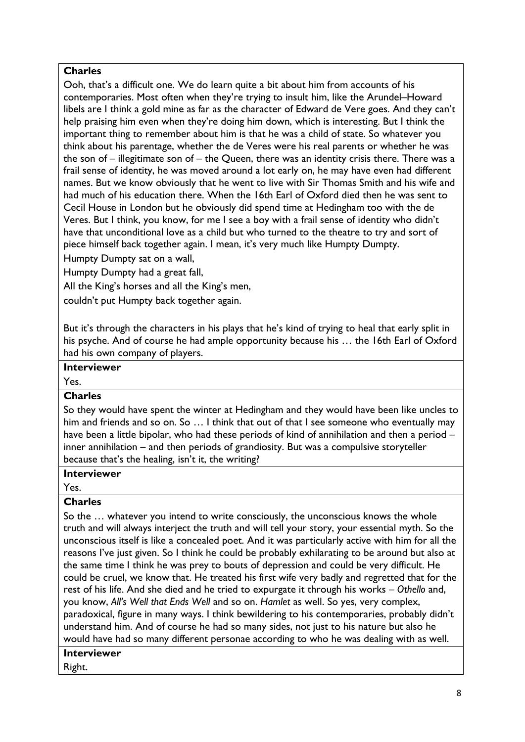**Charles**

Ooh, that's a difficult one. We do learn quite a bit about him from accounts of his contemporaries. Most often when they're trying to insult him, like the Arundel–Howard libels are I think a gold mine as far as the character of Edward de Vere goes. And they can't help praising him even when they're doing him down, which is interesting. But I think the important thing to remember about him is that he was a child of state. So whatever you think about his parentage, whether the de Veres were his real parents or whether he was the son of – illegitimate son of – the Queen, there was an identity crisis there. There was a frail sense of identity, he was moved around a lot early on, he may have even had different names. But we know obviously that he went to live with Sir Thomas Smith and his wife and had much of his education there. When the 16th Earl of Oxford died then he was sent to Cecil House in London but he obviously did spend time at Hedingham too with the de Veres. But I think, you know, for me I see a boy with a frail sense of identity who didn't have that unconditional love as a child but who turned to the theatre to try and sort of piece himself back together again. I mean, it's very much like Humpty Dumpty.

Humpty Dumpty sat on a wall,

Humpty Dumpty had a great fall,

All the King's horses and all the King's men,

couldn't put Humpty back together again.

But it's through the characters in his plays that he's kind of trying to heal that early split in his psyche. And of course he had ample opportunity because his … the 16th Earl of Oxford had his own company of players.

**Interviewer**

Yes.

**Charles**

So they would have spent the winter at Hedingham and they would have been like uncles to him and friends and so on. So … I think that out of that I see someone who eventually may have been a little bipolar, who had these periods of kind of annihilation and then a period – inner annihilation – and then periods of grandiosity. But was a compulsive storyteller because that's the healing, isn't it, the writing?

**Interviewer**

Yes.

**Charles**

So the … whatever you intend to write consciously, the unconscious knows the whole truth and will always interject the truth and will tell your story, your essential myth. So the unconscious itself is like a concealed poet. And it was particularly active with him for all the reasons I've just given. So I think he could be probably exhilarating to be around but also at the same time I think he was prey to bouts of depression and could be very difficult. He could be cruel, we know that. He treated his first wife very badly and regretted that for the rest of his life. And she died and he tried to expurgate it through his works – *Othello* and, you know, *All's Well that Ends Well* and so on. *Hamlet* as well. So yes, very complex, paradoxical, figure in many ways. I think bewildering to his contemporaries, probably didn't understand him. And of course he had so many sides, not just to his nature but also he would have had so many different personae according to who he was dealing with as well.

**Interviewer**

Right.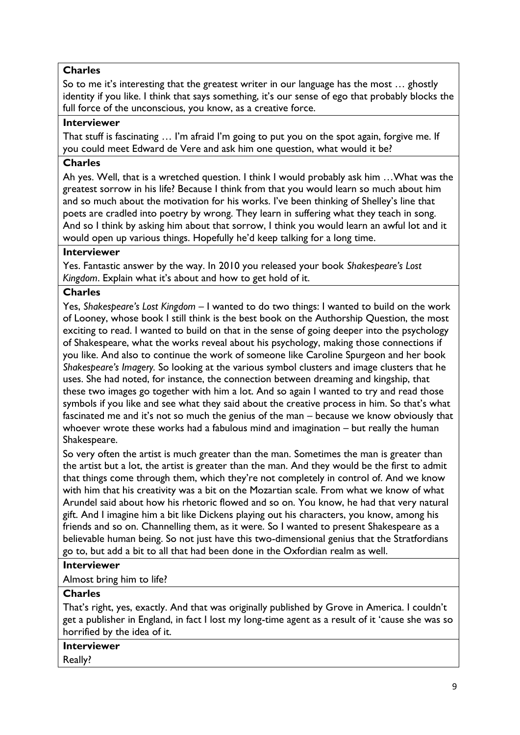**Charles**

So to me it's interesting that the greatest writer in our language has the most … ghostly identity if you like. I think that says something, it's our sense of ego that probably blocks the full force of the unconscious, you know, as a creative force.

**Interviewer**

That stuff is fascinating … I'm afraid I'm going to put you on the spot again, forgive me. If you could meet Edward de Vere and ask him one question, what would it be?

**Charles**

Ah yes. Well, that is a wretched question. I think I would probably ask him …What was the greatest sorrow in his life? Because I think from that you would learn so much about him and so much about the motivation for his works. I've been thinking of Shelley's line that poets are cradled into poetry by wrong. They learn in suffering what they teach in song. And so I think by asking him about that sorrow, I think you would learn an awful lot and it would open up various things. Hopefully he'd keep talking for a long time.

**Interviewer**

Yes. Fantastic answer by the way. In 2010 you released your book *Shakespeare's Lost Kingdom*. Explain what it's about and how to get hold of it.

**Charles**

Yes, *Shakespeare's Lost Kingdom* – I wanted to do two things: I wanted to build on the work of Looney, whose book I still think is the best book on the Authorship Question, the most exciting to read. I wanted to build on that in the sense of going deeper into the psychology of Shakespeare, what the works reveal about his psychology, making those connections if you like. And also to continue the work of someone like Caroline Spurgeon and her book *Shakespeare's Imagery.* So looking at the various symbol clusters and image clusters that he uses. She had noted, for instance, the connection between dreaming and kingship, that these two images go together with him a lot. And so again I wanted to try and read those symbols if you like and see what they said about the creative process in him. So that's what fascinated me and it's not so much the genius of the man – because we know obviously that whoever wrote these works had a fabulous mind and imagination – but really the human Shakespeare.

So very often the artist is much greater than the man. Sometimes the man is greater than the artist but a lot, the artist is greater than the man. And they would be the first to admit that things come through them, which they're not completely in control of. And we know with him that his creativity was a bit on the Mozartian scale. From what we know of what Arundel said about how his rhetoric flowed and so on. You know, he had that very natural gift. And I imagine him a bit like Dickens playing out his characters, you know, among his friends and so on. Channelling them, as it were. So I wanted to present Shakespeare as a believable human being. So not just have this two-dimensional genius that the Stratfordians go to, but add a bit to all that had been done in the Oxfordian realm as well.

**Interviewer**

Almost bring him to life?

**Charles**

That's right, yes, exactly. And that was originally published by Grove in America. I couldn't get a publisher in England, in fact I lost my long-time agent as a result of it 'cause she was so horrified by the idea of it.

**Interviewer**

Really?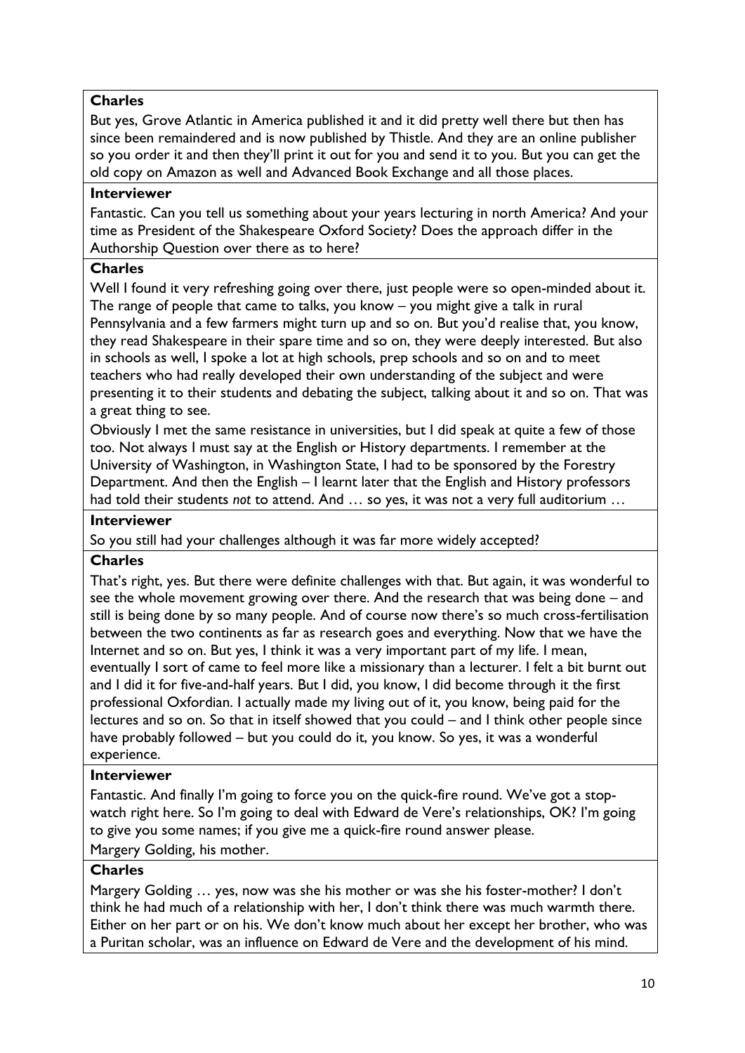**Charles**

But yes, Grove Atlantic in America published it and it did pretty well there but then has since been remaindered and is now published by Thistle. And they are an online publisher so you order it and then they'll print it out for you and send it to you. But you can get the old copy on Amazon as well and Advanced Book Exchange and all those places.

**Interviewer**

Fantastic. Can you tell us something about your years lecturing in north America? And your time as President of the Shakespeare Oxford Society? Does the approach differ in the Authorship Question over there as to here?

**Charles**

Well I found it very refreshing going over there, just people were so open-minded about it. The range of people that came to talks, you know – you might give a talk in rural Pennsylvania and a few farmers might turn up and so on. But you'd realise that, you know, they read Shakespeare in their spare time and so on, they were deeply interested. But also in schools as well, I spoke a lot at high schools, prep schools and so on and to meet teachers who had really developed their own understanding of the subject and were presenting it to their students and debating the subject, talking about it and so on. That was a great thing to see.

Obviously I met the same resistance in universities, but I did speak at quite a few of those too. Not always I must say at the English or History departments. I remember at the University of Washington, in Washington State, I had to be sponsored by the Forestry Department. And then the English – I learnt later that the English and History professors had told their students *not* to attend. And … so yes, it was not a very full auditorium …

**Interviewer**

So you still had your challenges although it was far more widely accepted?

**Charles**

That's right, yes. But there were definite challenges with that. But again, it was wonderful to see the whole movement growing over there. And the research that was being done – and still is being done by so many people. And of course now there's so much cross-fertilisation between the two continents as far as research goes and everything. Now that we have the Internet and so on. But yes, I think it was a very important part of my life. I mean, eventually I sort of came to feel more like a missionary than a lecturer. I felt a bit burnt out and I did it for five-and-half years. But I did, you know, I did become through it the first professional Oxfordian. I actually made my living out of it, you know, being paid for the lectures and so on. So that in itself showed that you could – and I think other people since have probably followed – but you could do it, you know. So yes, it was a wonderful experience.

**Interviewer**

Fantastic. And finally I'm going to force you on the quick-fire round. We've got a stop-watch right here. So I'm going to deal with Edward de Vere's relationships, OK? I'm going to give you some names; if you give me a quick-fire round answer please.

Margery Golding, his mother.

**Charles**

Margery Golding … yes, now was she his mother or was she his foster-mother? I don't think he had much of a relationship with her, I don't think there was much warmth there. Either on her part or on his. We don't know much about her except her brother, who was a Puritan scholar, was an influence on Edward de Vere and the development of his mind.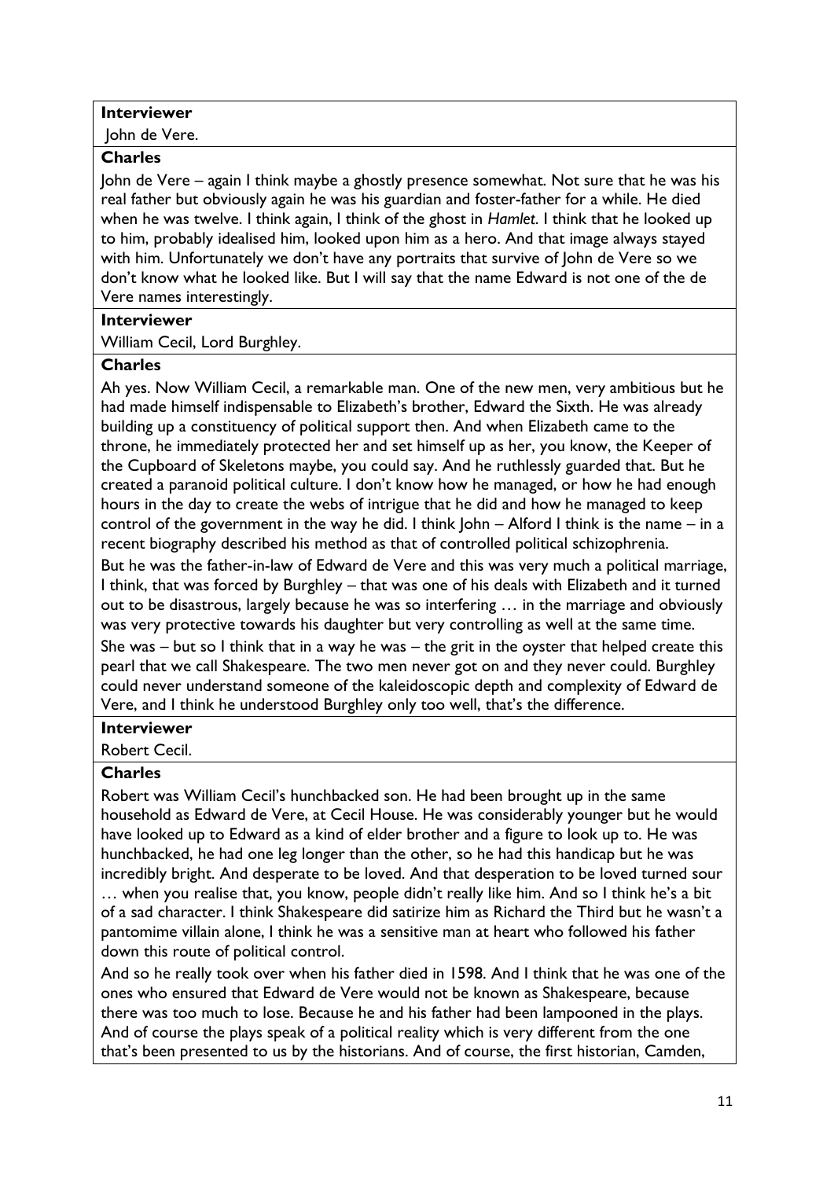**Interviewer**

John de Vere.

**Charles**

John de Vere – again I think maybe a ghostly presence somewhat. Not sure that he was his real father but obviously again he was his guardian and foster-father for a while. He died when he was twelve. I think again, I think of the ghost in *Hamlet*. I think that he looked up to him, probably idealised him, looked upon him as a hero. And that image always stayed with him. Unfortunately we don't have any portraits that survive of John de Vere so we don't know what he looked like. But I will say that the name Edward is not one of the de Vere names interestingly.

**Interviewer**

William Cecil, Lord Burghley.

**Charles**

Ah yes. Now William Cecil, a remarkable man. One of the new men, very ambitious but he had made himself indispensable to Elizabeth's brother, Edward the Sixth. He was already building up a constituency of political support then. And when Elizabeth came to the throne, he immediately protected her and set himself up as her, you know, the Keeper of the Cupboard of Skeletons maybe, you could say. And he ruthlessly guarded that. But he created a paranoid political culture. I don't know how he managed, or how he had enough hours in the day to create the webs of intrigue that he did and how he managed to keep control of the government in the way he did. I think John – Alford I think is the name – in a recent biography described his method as that of controlled political schizophrenia.

But he was the father-in-law of Edward de Vere and this was very much a political marriage, I think, that was forced by Burghley – that was one of his deals with Elizabeth and it turned out to be disastrous, largely because he was so interfering … in the marriage and obviously was very protective towards his daughter but very controlling as well at the same time.

She was – but so I think that in a way he was – the grit in the oyster that helped create this pearl that we call Shakespeare. The two men never got on and they never could. Burghley could never understand someone of the kaleidoscopic depth and complexity of Edward de Vere, and I think he understood Burghley only too well, that's the difference.

**Interviewer**

Robert Cecil.

**Charles**

Robert was William Cecil's hunchbacked son. He had been brought up in the same household as Edward de Vere, at Cecil House. He was considerably younger but he would have looked up to Edward as a kind of elder brother and a figure to look up to. He was hunchbacked, he had one leg longer than the other, so he had this handicap but he was incredibly bright. And desperate to be loved. And that desperation to be loved turned sour … when you realise that, you know, people didn't really like him. And so I think he's a bit of a sad character. I think Shakespeare did satirize him as Richard the Third but he wasn't a pantomime villain alone, I think he was a sensitive man at heart who followed his father down this route of political control.

And so he really took over when his father died in 1598. And I think that he was one of the ones who ensured that Edward de Vere would not be known as Shakespeare, because there was too much to lose. Because he and his father had been lampooned in the plays. And of course the plays speak of a political reality which is very different from the one that's been presented to us by the historians. And of course, the first historian, Camden,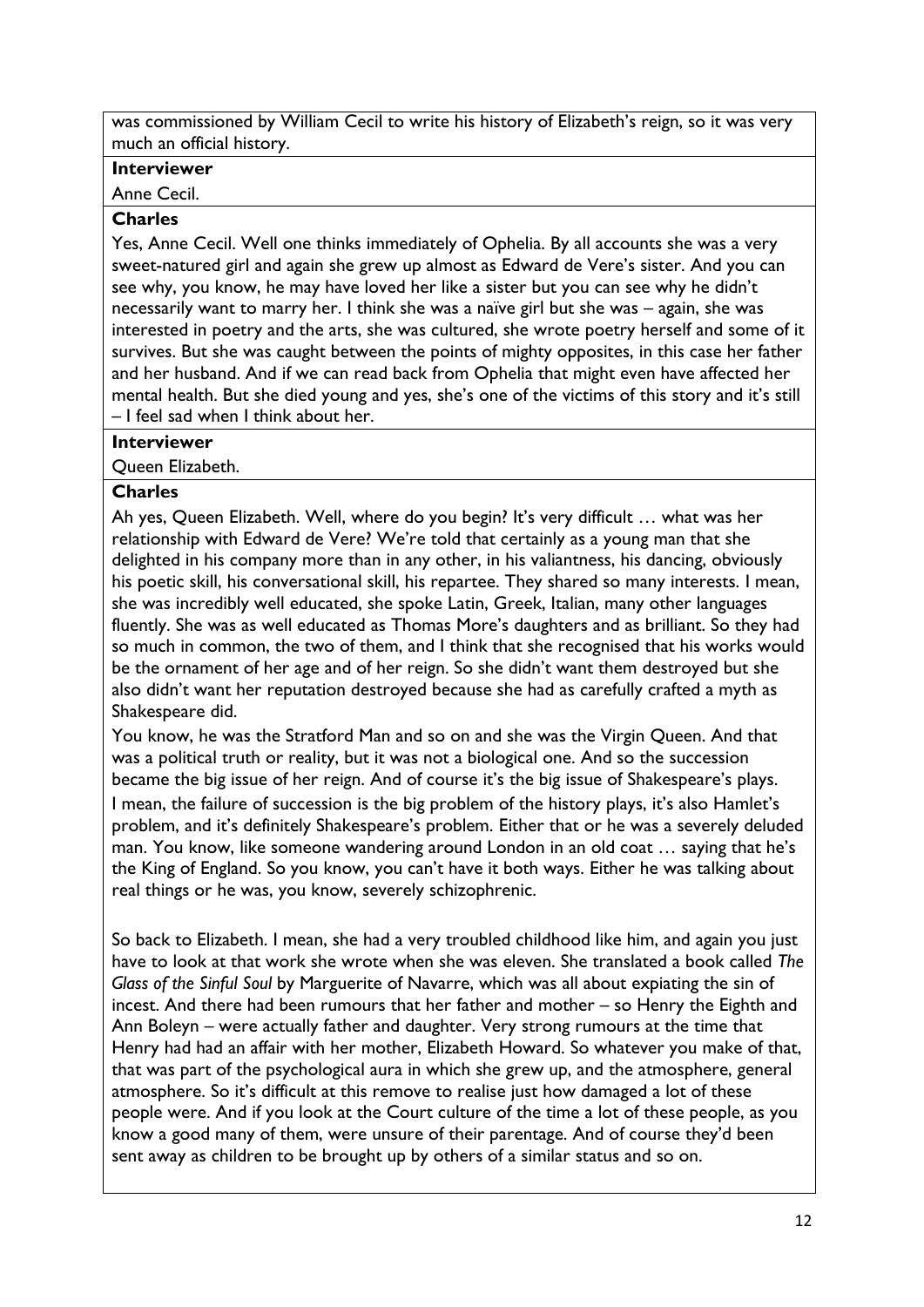was commissioned by William Cecil to write his history of Elizabeth's reign, so it was very much an official history.

**Interviewer**

Anne Cecil.

**Charles**

Yes, Anne Cecil. Well one thinks immediately of Ophelia. By all accounts she was a very sweet-natured girl and again she grew up almost as Edward de Vere's sister. And you can see why, you know, he may have loved her like a sister but you can see why he didn't necessarily want to marry her. I think she was a naïve girl but she was – again, she was interested in poetry and the arts, she was cultured, she wrote poetry herself and some of it survives. But she was caught between the points of mighty opposites, in this case her father and her husband. And if we can read back from Ophelia that might even have affected her mental health. But she died young and yes, she's one of the victims of this story and it's still – I feel sad when I think about her.

**Interviewer**

Queen Elizabeth.

**Charles**

Ah yes, Queen Elizabeth. Well, where do you begin? It's very difficult … what was her relationship with Edward de Vere? We're told that certainly as a young man that she delighted in his company more than in any other, in his valiantness, his dancing, obviously his poetic skill, his conversational skill, his repartee. They shared so many interests. I mean, she was incredibly well educated, she spoke Latin, Greek, Italian, many other languages fluently. She was as well educated as Thomas More's daughters and as brilliant. So they had so much in common, the two of them, and I think that she recognised that his works would be the ornament of her age and of her reign. So she didn't want them destroyed but she also didn't want her reputation destroyed because she had as carefully crafted a myth as Shakespeare did.

You know, he was the Stratford Man and so on and she was the Virgin Queen. And that was a political truth or reality, but it was not a biological one. And so the succession became the big issue of her reign. And of course it's the big issue of Shakespeare's plays. I mean, the failure of succession is the big problem of the history plays, it's also Hamlet's problem, and it's definitely Shakespeare's problem. Either that or he was a severely deluded man. You know, like someone wandering around London in an old coat … saying that he's the King of England. So you know, you can't have it both ways. Either he was talking about real things or he was, you know, severely schizophrenic.

So back to Elizabeth. I mean, she had a very troubled childhood like him, and again you just have to look at that work she wrote when she was eleven. She translated a book called *The Glass of the Sinful Soul* by Marguerite of Navarre, which was all about expiating the sin of incest. And there had been rumours that her father and mother – so Henry the Eighth and Ann Boleyn – were actually father and daughter. Very strong rumours at the time that Henry had had an affair with her mother, Elizabeth Howard. So whatever you make of that, that was part of the psychological aura in which she grew up, and the atmosphere, general atmosphere. So it's difficult at this remove to realise just how damaged a lot of these people were. And if you look at the Court culture of the time a lot of these people, as you know a good many of them, were unsure of their parentage. And of course they'd been sent away as children to be brought up by others of a similar status and so on.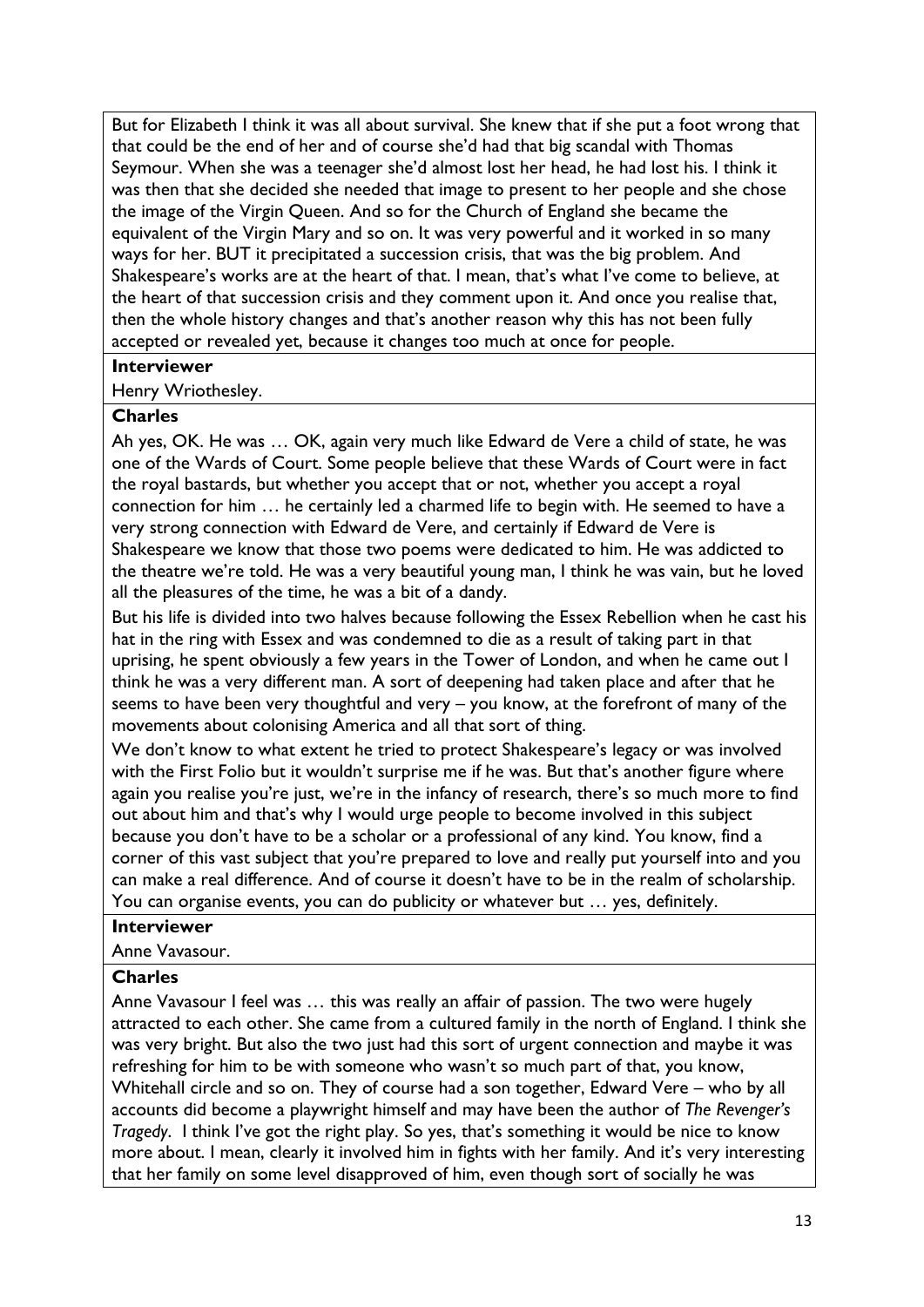But for Elizabeth I think it was all about survival. She knew that if she put a foot wrong that that could be the end of her and of course she'd had that big scandal with Thomas Seymour. When she was a teenager she'd almost lost her head, he had lost his. I think it was then that she decided she needed that image to present to her people and she chose the image of the Virgin Queen. And so for the Church of England she became the equivalent of the Virgin Mary and so on. It was very powerful and it worked in so many ways for her. BUT it precipitated a succession crisis, that was the big problem. And Shakespeare's works are at the heart of that. I mean, that's what I've come to believe, at the heart of that succession crisis and they comment upon it. And once you realise that, then the whole history changes and that's another reason why this has not been fully accepted or revealed yet, because it changes too much at once for people.

**Interviewer**

Henry Wriothesley.

**Charles**

Ah yes, OK. He was … OK, again very much like Edward de Vere a child of state, he was one of the Wards of Court. Some people believe that these Wards of Court were in fact the royal bastards, but whether you accept that or not, whether you accept a royal connection for him … he certainly led a charmed life to begin with. He seemed to have a very strong connection with Edward de Vere, and certainly if Edward de Vere is Shakespeare we know that those two poems were dedicated to him. He was addicted to the theatre we're told. He was a very beautiful young man, I think he was vain, but he loved all the pleasures of the time, he was a bit of a dandy.

But his life is divided into two halves because following the Essex Rebellion when he cast his hat in the ring with Essex and was condemned to die as a result of taking part in that uprising, he spent obviously a few years in the Tower of London, and when he came out I think he was a very different man. A sort of deepening had taken place and after that he seems to have been very thoughtful and very – you know, at the forefront of many of the movements about colonising America and all that sort of thing.

We don't know to what extent he tried to protect Shakespeare's legacy or was involved with the First Folio but it wouldn't surprise me if he was. But that's another figure where again you realise you're just, we're in the infancy of research, there's so much more to find out about him and that's why I would urge people to become involved in this subject because you don't have to be a scholar or a professional of any kind. You know, find a corner of this vast subject that you're prepared to love and really put yourself into and you can make a real difference. And of course it doesn't have to be in the realm of scholarship. You can organise events, you can do publicity or whatever but … yes, definitely.

**Interviewer**

Anne Vavasour.

**Charles**

Anne Vavasour I feel was … this was really an affair of passion. The two were hugely attracted to each other. She came from a cultured family in the north of England. I think she was very bright. But also the two just had this sort of urgent connection and maybe it was refreshing for him to be with someone who wasn't so much part of that, you know, Whitehall circle and so on. They of course had a son together, Edward Vere – who by all accounts did become a playwright himself and may have been the author of *The Revenger's Tragedy*. I think I've got the right play. So yes, that's something it would be nice to know more about. I mean, clearly it involved him in fights with her family. And it's very interesting that her family on some level disapproved of him, even though sort of socially he was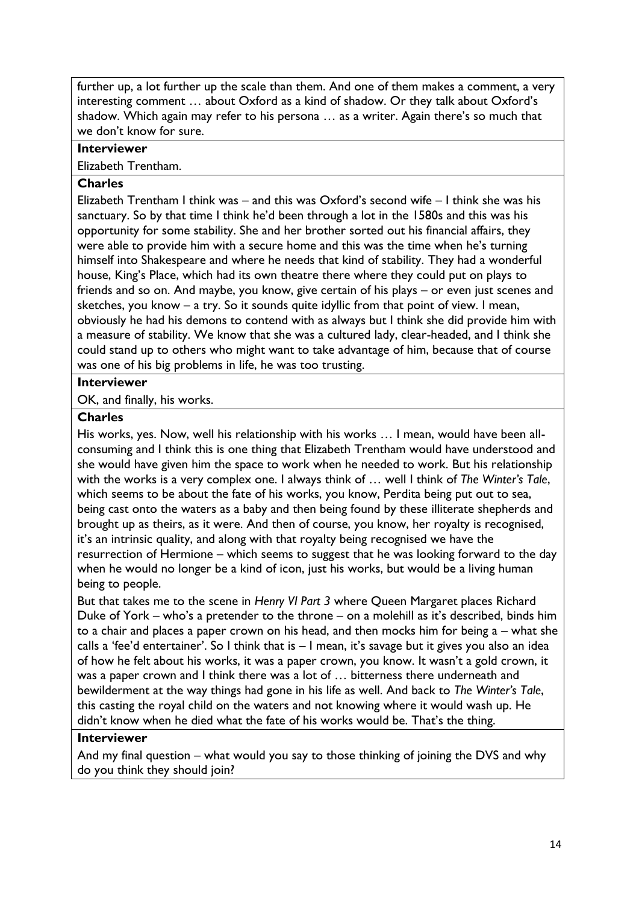further up, a lot further up the scale than them. And one of them makes a comment, a very interesting comment … about Oxford as a kind of shadow. Or they talk about Oxford's shadow. Which again may refer to his persona … as a writer. Again there's so much that we don't know for sure.

**Interviewer**

Elizabeth Trentham.

**Charles**

Elizabeth Trentham I think was – and this was Oxford's second wife – I think she was his sanctuary. So by that time I think he'd been through a lot in the 1580s and this was his opportunity for some stability. She and her brother sorted out his financial affairs, they were able to provide him with a secure home and this was the time when he's turning himself into Shakespeare and where he needs that kind of stability. They had a wonderful house, King's Place, which had its own theatre there where they could put on plays to friends and so on. And maybe, you know, give certain of his plays – or even just scenes and sketches, you know – a try. So it sounds quite idyllic from that point of view. I mean, obviously he had his demons to contend with as always but I think she did provide him with a measure of stability. We know that she was a cultured lady, clear-headed, and I think she could stand up to others who might want to take advantage of him, because that of course was one of his big problems in life, he was too trusting.

**Interviewer**

OK, and finally, his works.

**Charles**

His works, yes. Now, well his relationship with his works … I mean, would have been all-consuming and I think this is one thing that Elizabeth Trentham would have understood and she would have given him the space to work when he needed to work. But his relationship with the works is a very complex one. I always think of … well I think of *The Winter's Tale*, which seems to be about the fate of his works, you know, Perdita being put out to sea, being cast onto the waters as a baby and then being found by these illiterate shepherds and brought up as theirs, as it were. And then of course, you know, her royalty is recognised, it's an intrinsic quality, and along with that royalty being recognised we have the resurrection of Hermione – which seems to suggest that he was looking forward to the day when he would no longer be a kind of icon, just his works, but would be a living human being to people.

But that takes me to the scene in *Henry VI Part 3* where Queen Margaret places Richard Duke of York – who's a pretender to the throne – on a molehill as it's described, binds him to a chair and places a paper crown on his head, and then mocks him for being a – what she calls a 'fee'd entertainer'. So I think that is – I mean, it's savage but it gives you also an idea of how he felt about his works, it was a paper crown, you know. It wasn't a gold crown, it was a paper crown and I think there was a lot of … bitterness there underneath and bewilderment at the way things had gone in his life as well. And back to *The Winter's Tale*, this casting the royal child on the waters and not knowing where it would wash up. He didn't know when he died what the fate of his works would be. That's the thing.

**Interviewer**

And my final question – what would you say to those thinking of joining the DVS and why do you think they should join?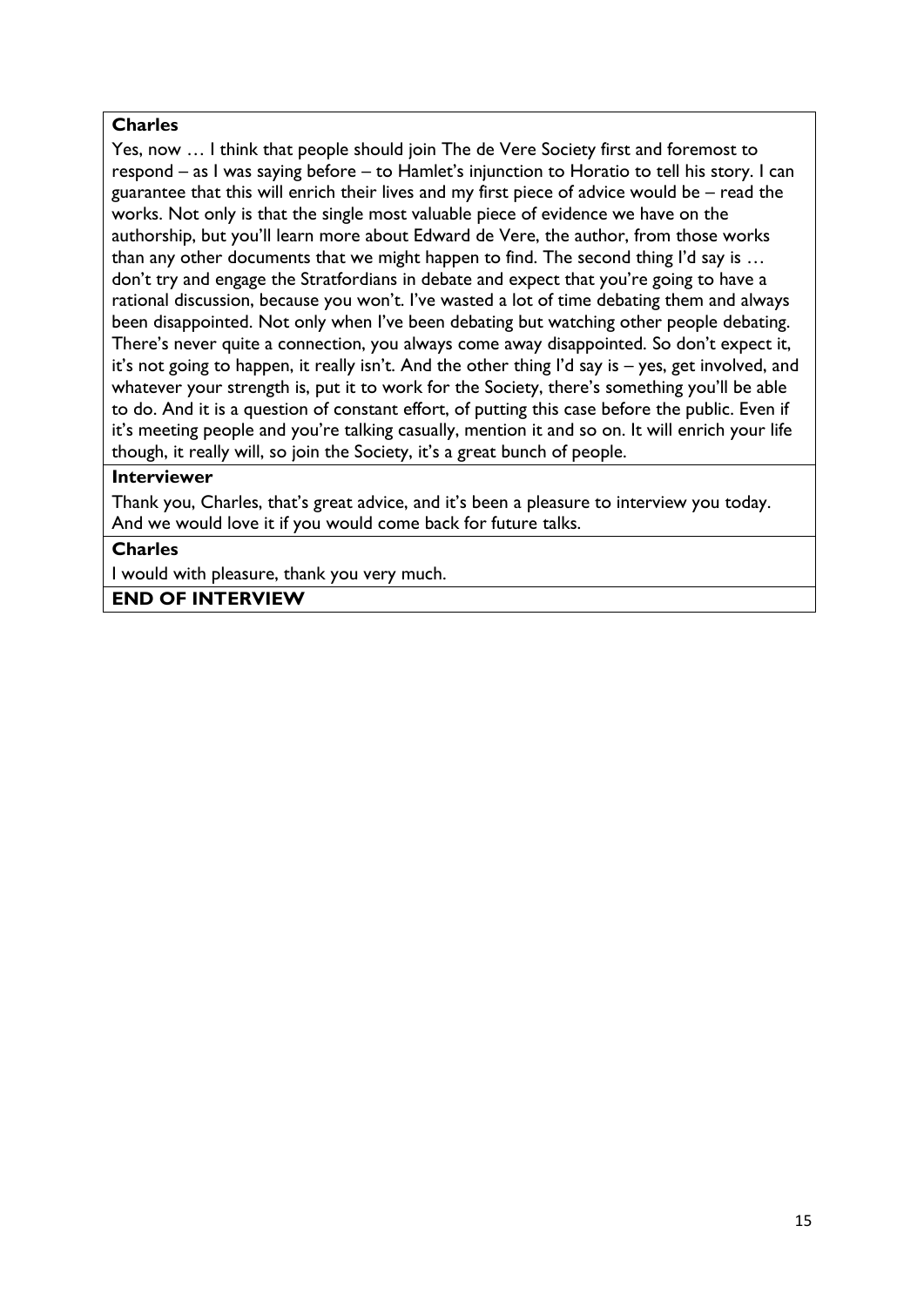**Charles**

Yes, now … I think that people should join The de Vere Society first and foremost to respond – as I was saying before – to Hamlet's injunction to Horatio to tell his story. I can guarantee that this will enrich their lives and my first piece of advice would be – read the works. Not only is that the single most valuable piece of evidence we have on the authorship, but you'll learn more about Edward de Vere, the author, from those works than any other documents that we might happen to find. The second thing I'd say is … don't try and engage the Stratfordians in debate and expect that you're going to have a rational discussion, because you won't. I've wasted a lot of time debating them and always been disappointed. Not only when I've been debating but watching other people debating. There's never quite a connection, you always come away disappointed. So don't expect it, it's not going to happen, it really isn't. And the other thing I'd say is – yes, get involved, and whatever your strength is, put it to work for the Society, there's something you'll be able to do. And it is a question of constant effort, of putting this case before the public. Even if it's meeting people and you're talking casually, mention it and so on. It will enrich your life though, it really will, so join the Society, it's a great bunch of people.

**Interviewer**

Thank you, Charles, that's great advice, and it's been a pleasure to interview you today. And we would love it if you would come back for future talks.

**Charles**

I would with pleasure, thank you very much.

**END OF INTERVIEW**